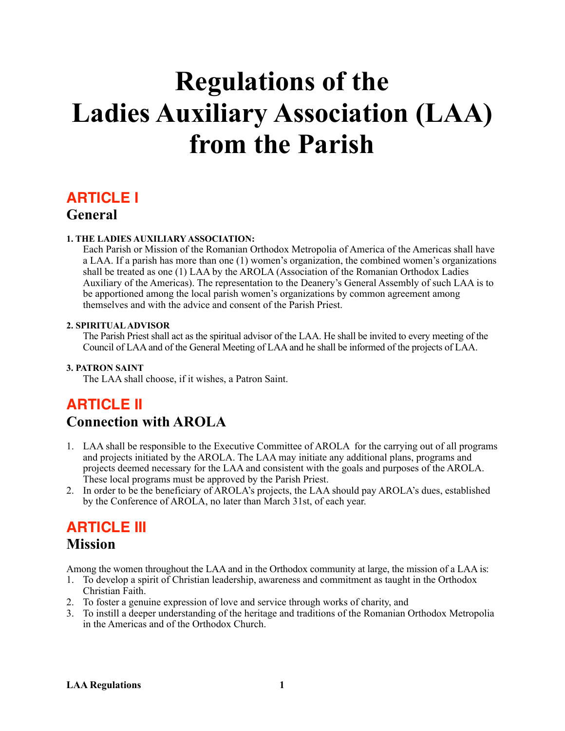# Regulations of the Ladies Auxiliary Association (LAA) from the Parish

## ARTICLE I

## General

**1. THE LADIES AUXILIARY ASSOCIATION:**

Each Parish or Mission of the Romanian Orthodox Metropolia of America of the Americas shall have a LAA. If a parish has more than one (1) women's organization, the combined women's organizations shall be treated as one (1) LAA by the AROLA (Association of the Romanian Orthodox Ladies Auxiliary of the Americas). The representation to the Deanery's General Assembly of such LAA is to be apportioned among the local parish women's organizations by common agreement among themselves and with the advice and consent of the Parish Priest.

**2. SPIRITUAL ADVISOR**

The Parish Priest shall act as the spiritual advisor of the LAA. He shall be invited to every meeting of the Council of LAA and of the General Meeting of LAA and he shall be informed of the projects of LAA.

**3. PATRON SAINT**

The LAA shall choose, if it wishes, a Patron Saint.

## ARTICLE II

## Connection with AROLA

1. LAA shall be responsible to the Executive Committee of AROLA for the carrying out of all programs and projects initiated by the AROLA. The LAA may initiate any additional plans, programs and projects deemed necessary for the LAA and consistent with the goals and purposes of the AROLA. These local programs must be approved by the Parish Priest.
2. In order to be the beneficiary of AROLA's projects, the LAA should pay AROLA's dues, established by the Conference of AROLA, no later than March 31st, of each year.

## ARTICLE III

## Mission

Among the women throughout the LAA and in the Orthodox community at large, the mission of a LAA is:

1. To develop a spirit of Christian leadership, awareness and commitment as taught in the Orthodox Christian Faith.
2. To foster a genuine expression of love and service through works of charity, and
3. To instill a deeper understanding of the heritage and traditions of the Romanian Orthodox Metropolia in the Americas and of the Orthodox Church.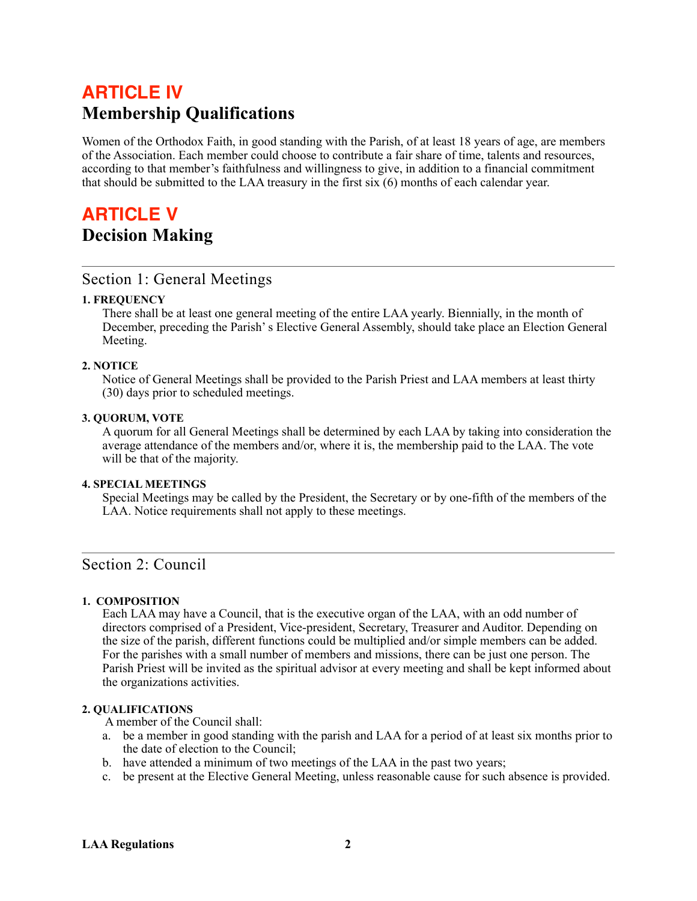# ARTICLE IV
## Membership Qualifications

Women of the Orthodox Faith, in good standing with the Parish, of at least 18 years of age, are members of the Association. Each member could choose to contribute a fair share of time, talents and resources, according to that member's faithfulness and willingness to give, in addition to a financial commitment that should be submitted to the LAA treasury in the first six (6) months of each calendar year.

# ARTICLE V
## Decision Making

---

### Section 1: General Meetings

**1. FREQUENCY**

There shall be at least one general meeting of the entire LAA yearly. Biennially, in the month of December, preceding the Parish' s Elective General Assembly, should take place an Election General Meeting.

**2. NOTICE**

Notice of General Meetings shall be provided to the Parish Priest and LAA members at least thirty (30) days prior to scheduled meetings.

**3. QUORUM, VOTE**

A quorum for all General Meetings shall be determined by each LAA by taking into consideration the average attendance of the members and/or, where it is, the membership paid to the LAA. The vote will be that of the majority.

**4. SPECIAL MEETINGS**

Special Meetings may be called by the President, the Secretary or by one-fifth of the members of the LAA. Notice requirements shall not apply to these meetings.

---

### Section 2: Council

**1. COMPOSITION**

Each LAA may have a Council, that is the executive organ of the LAA, with an odd number of directors comprised of a President, Vice-president, Secretary, Treasurer and Auditor. Depending on the size of the parish, different functions could be multiplied and/or simple members can be added. For the parishes with a small number of members and missions, there can be just one person. The Parish Priest will be invited as the spiritual advisor at every meeting and shall be kept informed about the organizations activities.

**2. QUALIFICATIONS**

A member of the Council shall:

a. be a member in good standing with the parish and LAA for a period of at least six months prior to the date of election to the Council;
b. have attended a minimum of two meetings of the LAA in the past two years;
c. be present at the Elective General Meeting, unless reasonable cause for such absence is provided.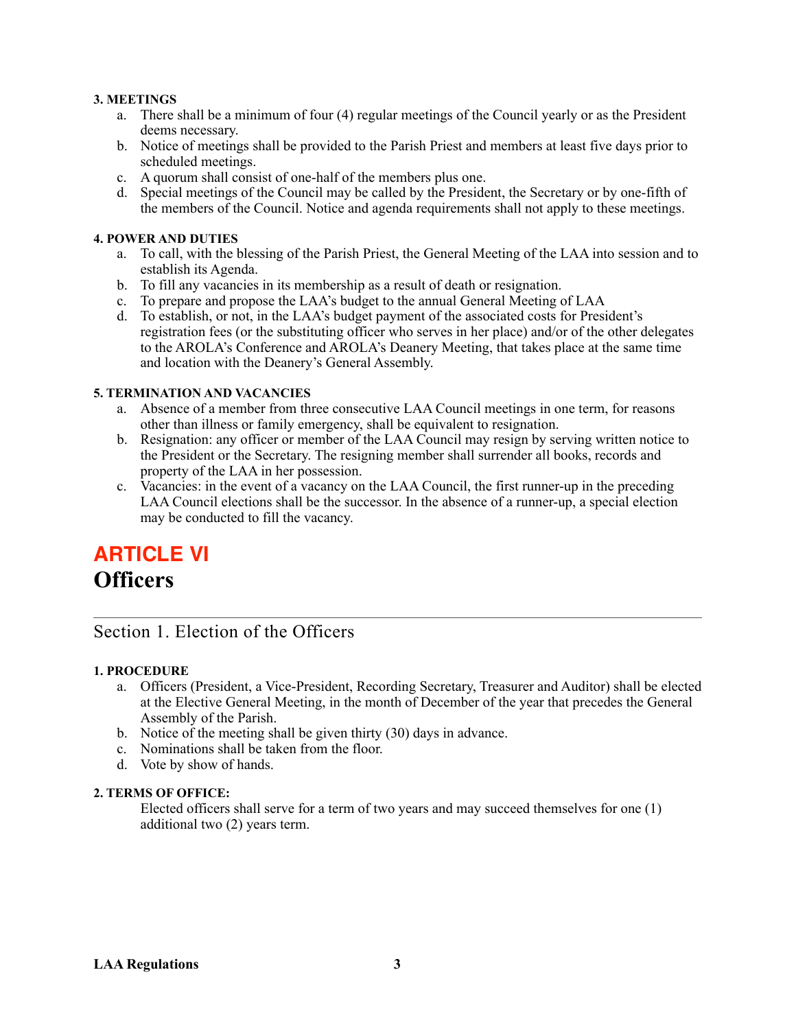**3. MEETINGS**

a. There shall be a minimum of four (4) regular meetings of the Council yearly or as the President deems necessary.
b. Notice of meetings shall be provided to the Parish Priest and members at least five days prior to scheduled meetings.
c. A quorum shall consist of one-half of the members plus one.
d. Special meetings of the Council may be called by the President, the Secretary or by one-fifth of the members of the Council. Notice and agenda requirements shall not apply to these meetings.

**4. POWER AND DUTIES**

a. To call, with the blessing of the Parish Priest, the General Meeting of the LAA into session and to establish its Agenda.
b. To fill any vacancies in its membership as a result of death or resignation.
c. To prepare and propose the LAA's budget to the annual General Meeting of LAA
d. To establish, or not, in the LAA's budget payment of the associated costs for President's registration fees (or the substituting officer who serves in her place) and/or of the other delegates to the AROLA's Conference and AROLA's Deanery Meeting, that takes place at the same time and location with the Deanery's General Assembly.

**5. TERMINATION AND VACANCIES**

a. Absence of a member from three consecutive LAA Council meetings in one term, for reasons other than illness or family emergency, shall be equivalent to resignation.
b. Resignation: any officer or member of the LAA Council may resign by serving written notice to the President or the Secretary. The resigning member shall surrender all books, records and property of the LAA in her possession.
c. Vacancies: in the event of a vacancy on the LAA Council, the first runner-up in the preceding LAA Council elections shall be the successor. In the absence of a runner-up, a special election may be conducted to fill the vacancy.

# ARTICLE VI
# Officers

## Section 1. Election of the Officers

**1. PROCEDURE**

a. Officers (President, a Vice-President, Recording Secretary, Treasurer and Auditor) shall be elected at the Elective General Meeting, in the month of December of the year that precedes the General Assembly of the Parish.
b. Notice of the meeting shall be given thirty (30) days in advance.
c. Nominations shall be taken from the floor.
d. Vote by show of hands.

**2. TERMS OF OFFICE:**

Elected officers shall serve for a term of two years and may succeed themselves for one (1) additional two (2) years term.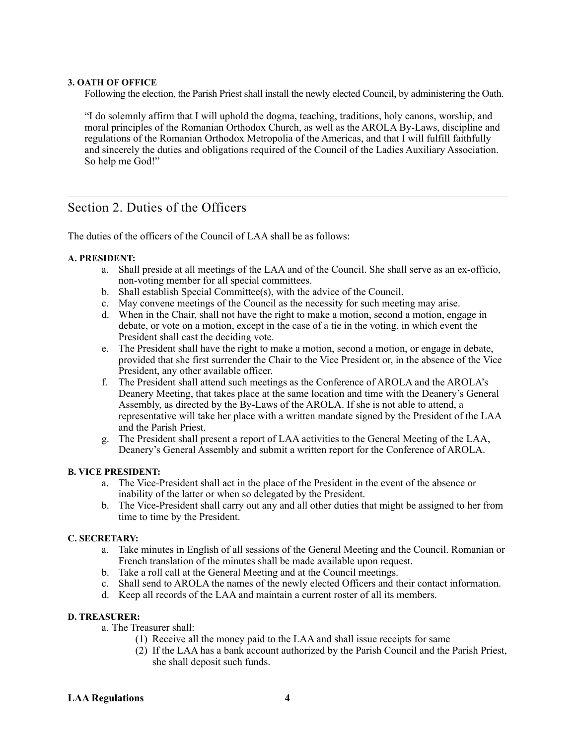**3. OATH OF OFFICE**

Following the election, the Parish Priest shall install the newly elected Council, by administering the Oath.

"I do solemnly affirm that I will uphold the dogma, teaching, traditions, holy canons, worship, and moral principles of the Romanian Orthodox Church, as well as the AROLA By-Laws, discipline and regulations of the Romanian Orthodox Metropolia of the Americas, and that I will fulfill faithfully and sincerely the duties and obligations required of the Council of the Ladies Auxiliary Association. So help me God!"

---

## Section 2. Duties of the Officers

The duties of the officers of the Council of LAA shall be as follows:

**A. PRESIDENT:**

a. Shall preside at all meetings of the LAA and of the Council. She shall serve as an ex-officio, non-voting member for all special committees.
b. Shall establish Special Committee(s), with the advice of the Council.
c. May convene meetings of the Council as the necessity for such meeting may arise.
d. When in the Chair, shall not have the right to make a motion, second a motion, engage in debate, or vote on a motion, except in the case of a tie in the voting, in which event the President shall cast the deciding vote.
e. The President shall have the right to make a motion, second a motion, or engage in debate, provided that she first surrender the Chair to the Vice President or, in the absence of the Vice President, any other available officer.
f. The President shall attend such meetings as the Conference of AROLA and the AROLA's Deanery Meeting, that takes place at the same location and time with the Deanery's General Assembly, as directed by the By-Laws of the AROLA. If she is not able to attend, a representative will take her place with a written mandate signed by the President of the LAA and the Parish Priest.
g. The President shall present a report of LAA activities to the General Meeting of the LAA, Deanery's General Assembly and submit a written report for the Conference of AROLA.

**B. VICE PRESIDENT:**

a. The Vice-President shall act in the place of the President in the event of the absence or inability of the latter or when so delegated by the President.
b. The Vice-President shall carry out any and all other duties that might be assigned to her from time to time by the President.

**C. SECRETARY:**

a. Take minutes in English of all sessions of the General Meeting and the Council. Romanian or French translation of the minutes shall be made available upon request.
b. Take a roll call at the General Meeting and at the Council meetings.
c. Shall send to AROLA the names of the newly elected Officers and their contact information.
d. Keep all records of the LAA and maintain a current roster of all its members.

**D. TREASURER:**

a. The Treasurer shall:
   (1) Receive all the money paid to the LAA and shall issue receipts for same
   (2) If the LAA has a bank account authorized by the Parish Council and the Parish Priest, she shall deposit such funds.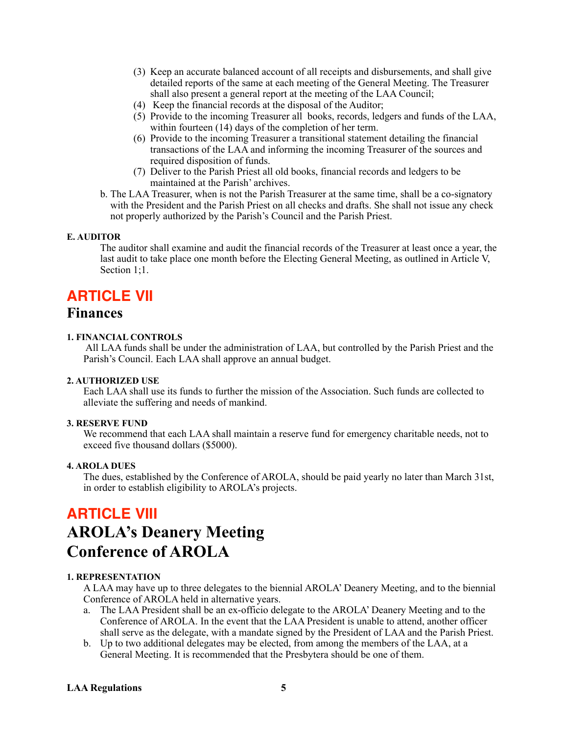(3) Keep an accurate balanced account of all receipts and disbursements, and shall give detailed reports of the same at each meeting of the General Meeting. The Treasurer shall also present a general report at the meeting of the LAA Council;

(4) Keep the financial records at the disposal of the Auditor;

(5) Provide to the incoming Treasurer all books, records, ledgers and funds of the LAA, within fourteen (14) days of the completion of her term.

(6) Provide to the incoming Treasurer a transitional statement detailing the financial transactions of the LAA and informing the incoming Treasurer of the sources and required disposition of funds.

(7) Deliver to the Parish Priest all old books, financial records and ledgers to be maintained at the Parish' archives.

b. The LAA Treasurer, when is not the Parish Treasurer at the same time, shall be a co-signatory with the President and the Parish Priest on all checks and drafts. She shall not issue any check not properly authorized by the Parish's Council and the Parish Priest.

**E. AUDITOR**

The auditor shall examine and audit the financial records of the Treasurer at least once a year, the last audit to take place one month before the Electing General Meeting, as outlined in Article V, Section 1;1.

# ARTICLE VII

## Finances

**1. FINANCIAL CONTROLS**

All LAA funds shall be under the administration of LAA, but controlled by the Parish Priest and the Parish's Council. Each LAA shall approve an annual budget.

**2. AUTHORIZED USE**

Each LAA shall use its funds to further the mission of the Association. Such funds are collected to alleviate the suffering and needs of mankind.

**3. RESERVE FUND**

We recommend that each LAA shall maintain a reserve fund for emergency charitable needs, not to exceed five thousand dollars ($5000).

**4. AROLA DUES**

The dues, established by the Conference of AROLA, should be paid yearly no later than March 31st, in order to establish eligibility to AROLA's projects.

# ARTICLE VIII

## AROLA's Deanery Meeting
## Conference of AROLA

**1. REPRESENTATION**

A LAA may have up to three delegates to the biennial AROLA' Deanery Meeting, and to the biennial Conference of AROLA held in alternative years.

a. The LAA President shall be an ex-officio delegate to the AROLA' Deanery Meeting and to the Conference of AROLA. In the event that the LAA President is unable to attend, another officer shall serve as the delegate, with a mandate signed by the President of LAA and the Parish Priest.

b. Up to two additional delegates may be elected, from among the members of the LAA, at a General Meeting. It is recommended that the Presbytera should be one of them.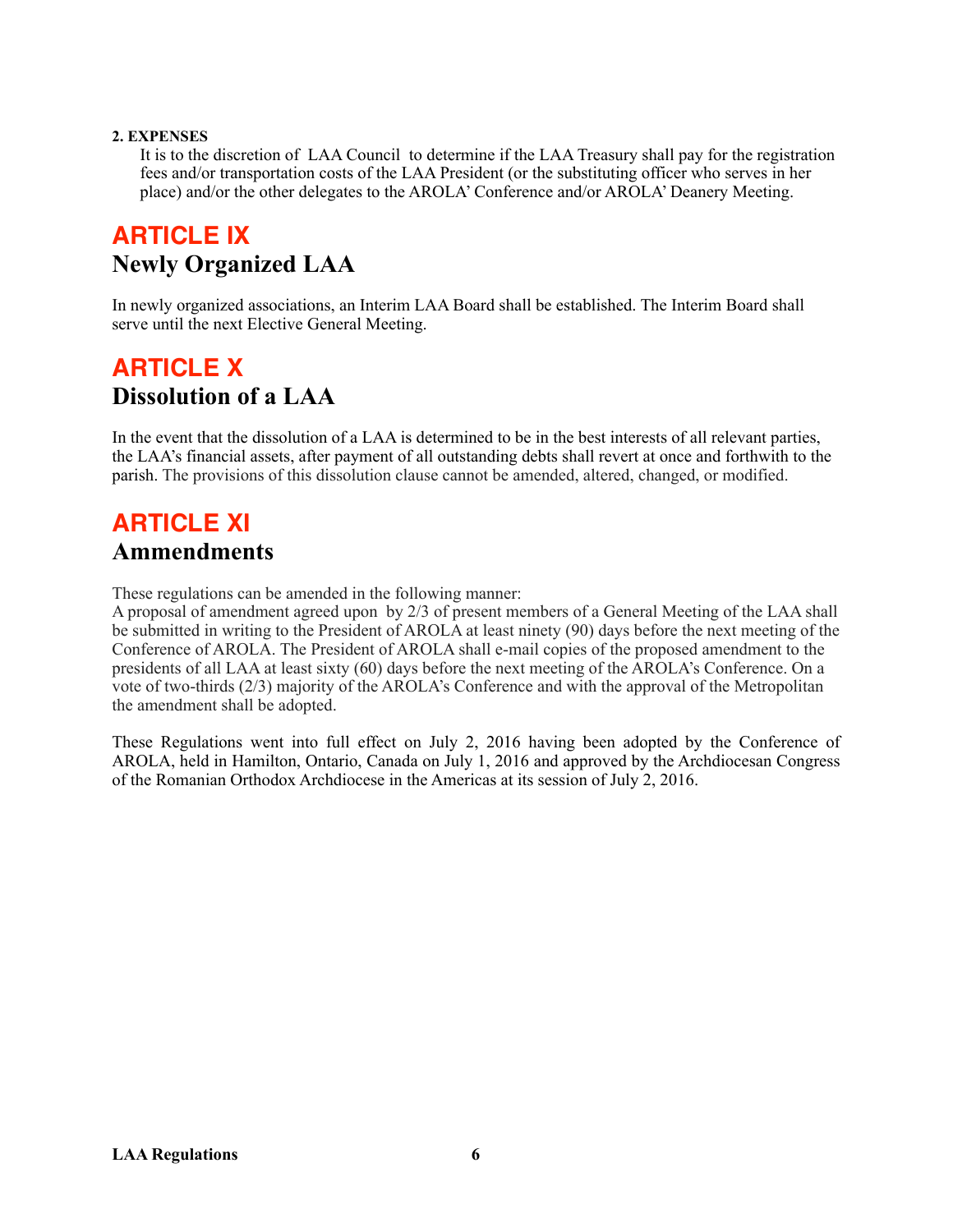**2. EXPENSES**

It is to the discretion of LAA Council to determine if the LAA Treasury shall pay for the registration fees and/or transportation costs of the LAA President (or the substituting officer who serves in her place) and/or the other delegates to the AROLA' Conference and/or AROLA' Deanery Meeting.

## ARTICLE IX
## Newly Organized LAA

In newly organized associations, an Interim LAA Board shall be established. The Interim Board shall serve until the next Elective General Meeting.

## ARTICLE X
## Dissolution of a LAA

In the event that the dissolution of a LAA is determined to be in the best interests of all relevant parties, the LAA's financial assets, after payment of all outstanding debts shall revert at once and forthwith to the parish. The provisions of this dissolution clause cannot be amended, altered, changed, or modified.

## ARTICLE XI
## Ammendments

These regulations can be amended in the following manner:
A proposal of amendment agreed upon by 2/3 of present members of a General Meeting of the LAA shall be submitted in writing to the President of AROLA at least ninety (90) days before the next meeting of the Conference of AROLA. The President of AROLA shall e-mail copies of the proposed amendment to the presidents of all LAA at least sixty (60) days before the next meeting of the AROLA's Conference. On a vote of two-thirds (2/3) majority of the AROLA's Conference and with the approval of the Metropolitan the amendment shall be adopted.

These Regulations went into full effect on July 2, 2016 having been adopted by the Conference of AROLA, held in Hamilton, Ontario, Canada on July 1, 2016 and approved by the Archdiocesan Congress of the Romanian Orthodox Archdiocese in the Americas at its session of July 2, 2016.